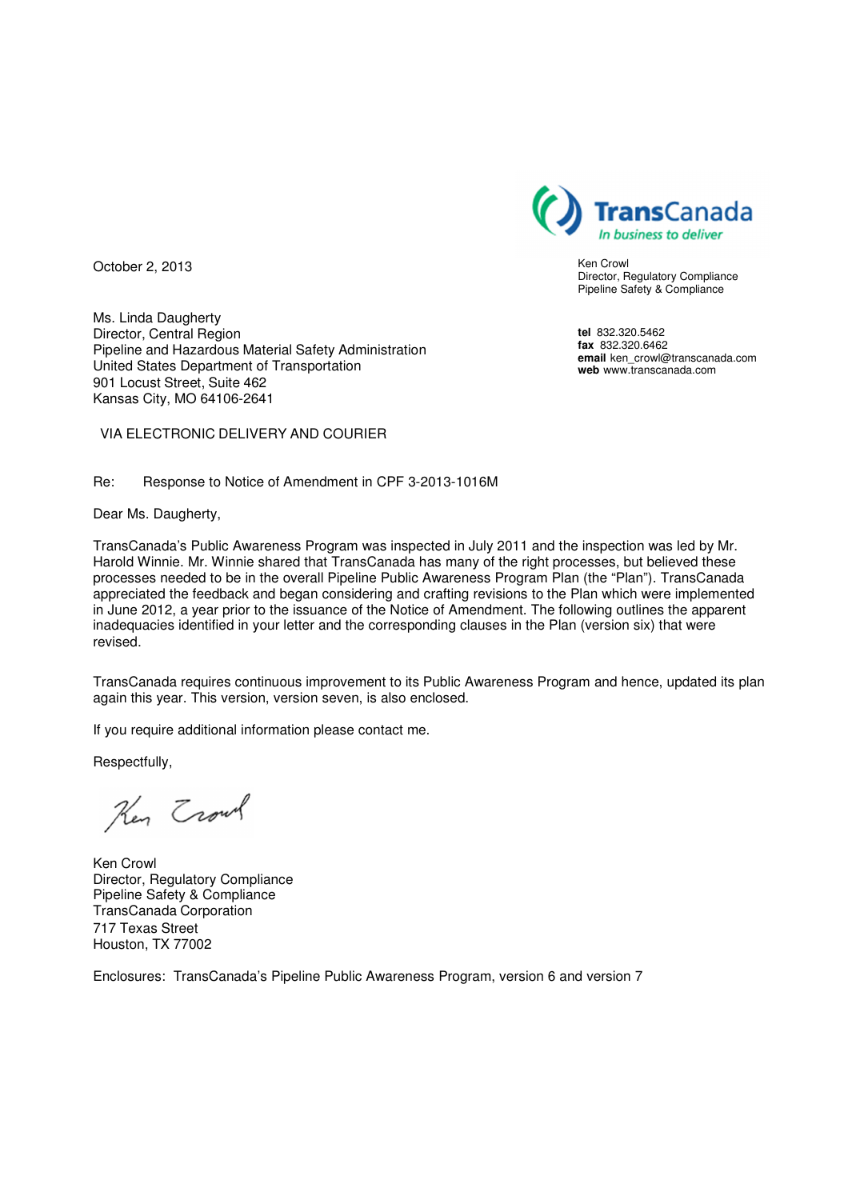TransCanada
*In business to deliver*

Ken Crowl
Director, Regulatory Compliance
Pipeline Safety & Compliance

**tel** 832.320.5462
**fax** 832.320.6462
**email** ken_crowl@transcanada.com
**web** www.transcanada.com

October 2, 2013

Ms. Linda Daugherty
Director, Central Region
Pipeline and Hazardous Material Safety Administration
United States Department of Transportation
901 Locust Street, Suite 462
Kansas City, MO 64106-2641

VIA ELECTRONIC DELIVERY AND COURIER

Re: Response to Notice of Amendment in CPF 3-2013-1016M

Dear Ms. Daugherty,

TransCanada's Public Awareness Program was inspected in July 2011 and the inspection was led by Mr. Harold Winnie. Mr. Winnie shared that TransCanada has many of the right processes, but believed these processes needed to be in the overall Pipeline Public Awareness Program Plan (the "Plan"). TransCanada appreciated the feedback and began considering and crafting revisions to the Plan which were implemented in June 2012, a year prior to the issuance of the Notice of Amendment. The following outlines the apparent inadequacies identified in your letter and the corresponding clauses in the Plan (version six) that were revised.

TransCanada requires continuous improvement to its Public Awareness Program and hence, updated its plan again this year. This version, version seven, is also enclosed.

If you require additional information please contact me.

Respectfully,

Ken Crowl

Ken Crowl
Director, Regulatory Compliance
Pipeline Safety & Compliance
TransCanada Corporation
717 Texas Street
Houston, TX 77002

Enclosures: TransCanada's Pipeline Public Awareness Program, version 6 and version 7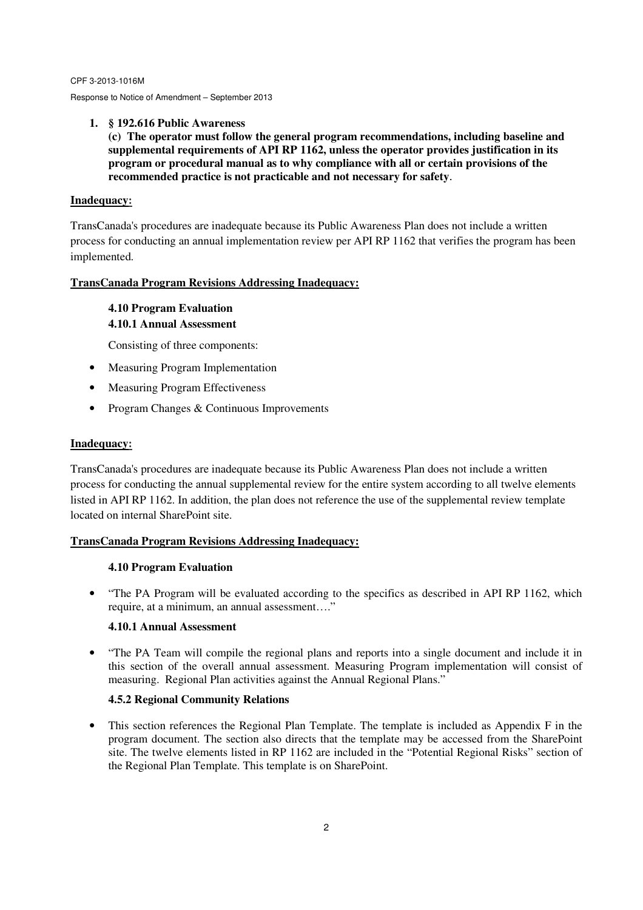1. **§ 192.616 Public Awareness**

   **(c) The operator must follow the general program recommendations, including baseline and supplemental requirements of API RP 1162, unless the operator provides justification in its program or procedural manual as to why compliance with all or certain provisions of the recommended practice is not practicable and not necessary for safety**.

**Inadequacy:**

TransCanada's procedures are inadequate because its Public Awareness Plan does not include a written process for conducting an annual implementation review per API RP 1162 that verifies the program has been implemented.

**TransCanada Program Revisions Addressing Inadequacy:**

**4.10 Program Evaluation**

**4.10.1 Annual Assessment**

Consisting of three components:

- Measuring Program Implementation
- Measuring Program Effectiveness
- Program Changes & Continuous Improvements

**Inadequacy:**

TransCanada's procedures are inadequate because its Public Awareness Plan does not include a written process for conducting the annual supplemental review for the entire system according to all twelve elements listed in API RP 1162. In addition, the plan does not reference the use of the supplemental review template located on internal SharePoint site.

**TransCanada Program Revisions Addressing Inadequacy:**

**4.10 Program Evaluation**

- "The PA Program will be evaluated according to the specifics as described in API RP 1162, which require, at a minimum, an annual assessment…."

**4.10.1 Annual Assessment**

- "The PA Team will compile the regional plans and reports into a single document and include it in this section of the overall annual assessment. Measuring Program implementation will consist of measuring. Regional Plan activities against the Annual Regional Plans."

**4.5.2 Regional Community Relations**

- This section references the Regional Plan Template. The template is included as Appendix F in the program document. The section also directs that the template may be accessed from the SharePoint site. The twelve elements listed in RP 1162 are included in the "Potential Regional Risks" section of the Regional Plan Template. This template is on SharePoint.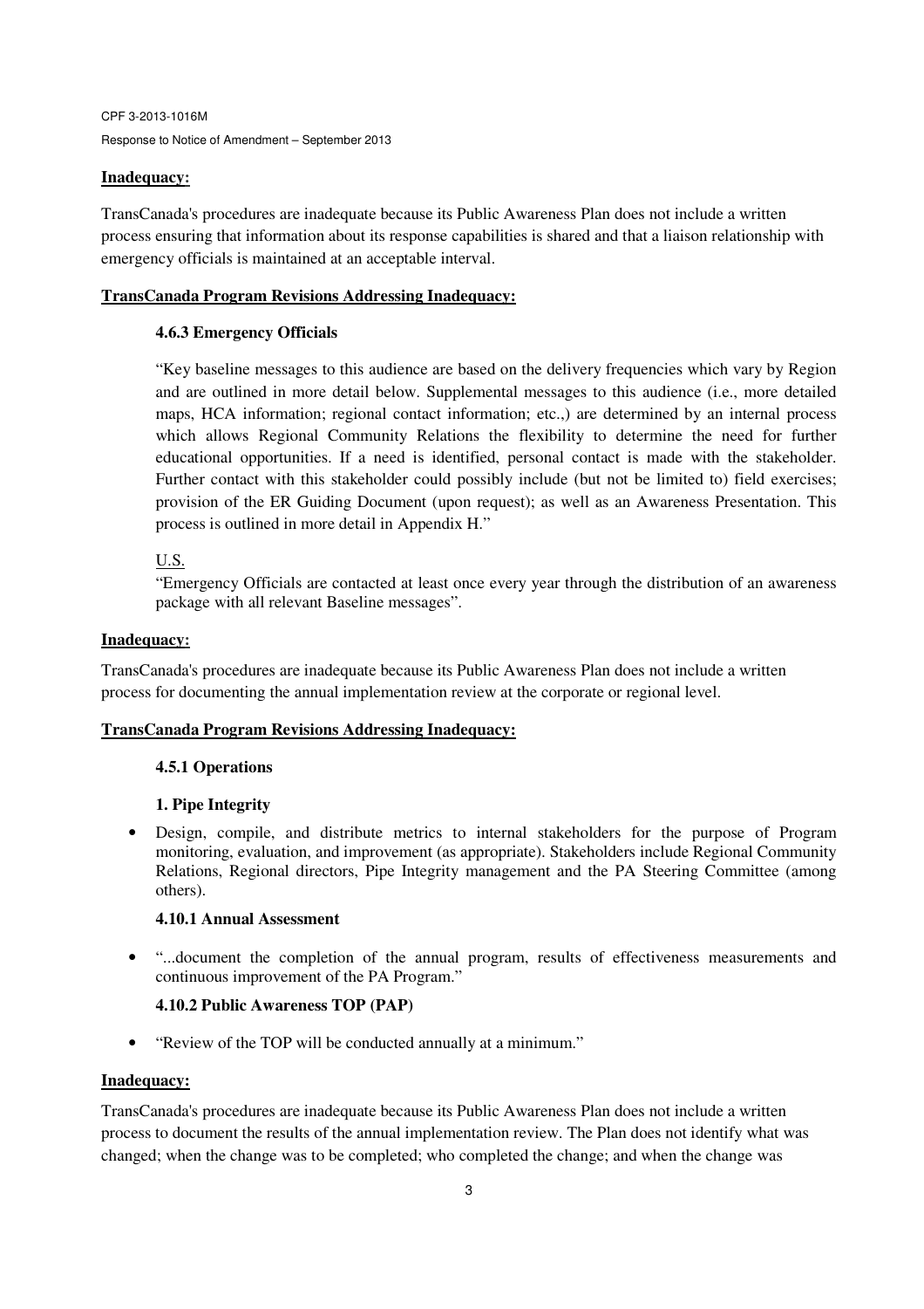**Inadequacy:**

TransCanada's procedures are inadequate because its Public Awareness Plan does not include a written process ensuring that information about its response capabilities is shared and that a liaison relationship with emergency officials is maintained at an acceptable interval.

**TransCanada Program Revisions Addressing Inadequacy:**

**4.6.3 Emergency Officials**

> "Key baseline messages to this audience are based on the delivery frequencies which vary by Region and are outlined in more detail below. Supplemental messages to this audience (i.e., more detailed maps, HCA information; regional contact information; etc.,) are determined by an internal process which allows Regional Community Relations the flexibility to determine the need for further educational opportunities. If a need is identified, personal contact is made with the stakeholder. Further contact with this stakeholder could possibly include (but not be limited to) field exercises; provision of the ER Guiding Document (upon request); as well as an Awareness Presentation. This process is outlined in more detail in Appendix H."
>
> U.S.
>
> "Emergency Officials are contacted at least once every year through the distribution of an awareness package with all relevant Baseline messages".

**Inadequacy:**

TransCanada's procedures are inadequate because its Public Awareness Plan does not include a written process for documenting the annual implementation review at the corporate or regional level.

**TransCanada Program Revisions Addressing Inadequacy:**

**4.5.1 Operations**

**1. Pipe Integrity**

- Design, compile, and distribute metrics to internal stakeholders for the purpose of Program monitoring, evaluation, and improvement (as appropriate). Stakeholders include Regional Community Relations, Regional directors, Pipe Integrity management and the PA Steering Committee (among others).

**4.10.1 Annual Assessment**

- "...document the completion of the annual program, results of effectiveness measurements and continuous improvement of the PA Program."

**4.10.2 Public Awareness TOP (PAP)**

- "Review of the TOP will be conducted annually at a minimum."

**Inadequacy:**

TransCanada's procedures are inadequate because its Public Awareness Plan does not include a written process to document the results of the annual implementation review. The Plan does not identify what was changed; when the change was to be completed; who completed the change; and when the change was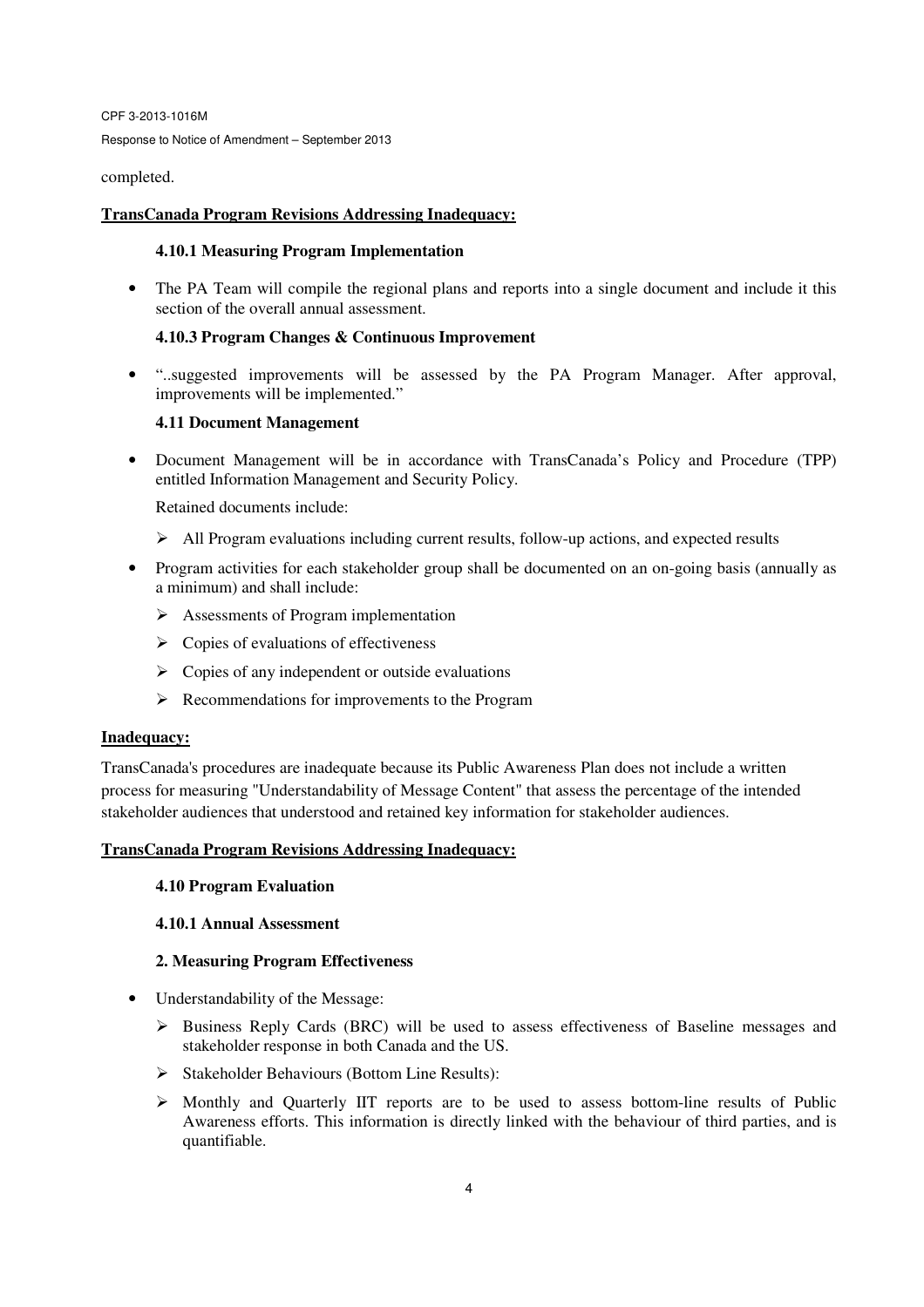completed.

**TransCanada Program Revisions Addressing Inadequacy:**

**4.10.1 Measuring Program Implementation**

- The PA Team will compile the regional plans and reports into a single document and include it this section of the overall annual assessment.

**4.10.3 Program Changes & Continuous Improvement**

- "..suggested improvements will be assessed by the PA Program Manager. After approval, improvements will be implemented."

**4.11 Document Management**

- Document Management will be in accordance with TransCanada's Policy and Procedure (TPP) entitled Information Management and Security Policy.

  Retained documents include:

  - All Program evaluations including current results, follow-up actions, and expected results

- Program activities for each stakeholder group shall be documented on an on-going basis (annually as a minimum) and shall include:
  - Assessments of Program implementation
  - Copies of evaluations of effectiveness
  - Copies of any independent or outside evaluations
  - Recommendations for improvements to the Program

**Inadequacy:**

TransCanada's procedures are inadequate because its Public Awareness Plan does not include a written process for measuring "Understandability of Message Content" that assess the percentage of the intended stakeholder audiences that understood and retained key information for stakeholder audiences.

**TransCanada Program Revisions Addressing Inadequacy:**

**4.10 Program Evaluation**

**4.10.1 Annual Assessment**

**2. Measuring Program Effectiveness**

- Understandability of the Message:
  - Business Reply Cards (BRC) will be used to assess effectiveness of Baseline messages and stakeholder response in both Canada and the US.
  - Stakeholder Behaviours (Bottom Line Results):
  - Monthly and Quarterly IIT reports are to be used to assess bottom-line results of Public Awareness efforts. This information is directly linked with the behaviour of third parties, and is quantifiable.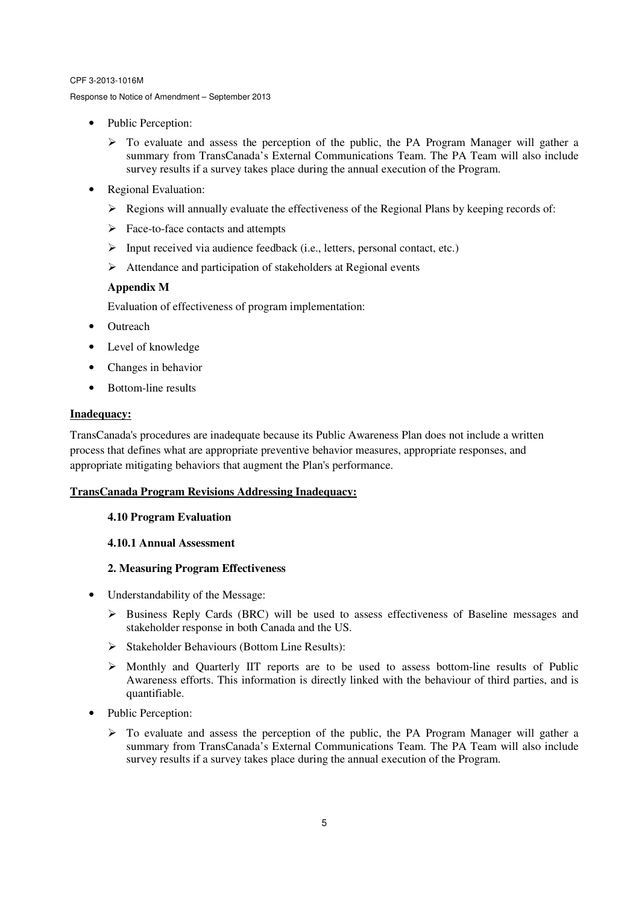- Public Perception:
  - To evaluate and assess the perception of the public, the PA Program Manager will gather a summary from TransCanada's External Communications Team. The PA Team will also include survey results if a survey takes place during the annual execution of the Program.
- Regional Evaluation:
  - Regions will annually evaluate the effectiveness of the Regional Plans by keeping records of:
  - Face-to-face contacts and attempts
  - Input received via audience feedback (i.e., letters, personal contact, etc.)
  - Attendance and participation of stakeholders at Regional events

  **Appendix M**

  Evaluation of effectiveness of program implementation:

- Outreach
- Level of knowledge
- Changes in behavior
- Bottom-line results

**Inadequacy:**

TransCanada's procedures are inadequate because its Public Awareness Plan does not include a written process that defines what are appropriate preventive behavior measures, appropriate responses, and appropriate mitigating behaviors that augment the Plan's performance.

**TransCanada Program Revisions Addressing Inadequacy:**

**4.10 Program Evaluation**

**4.10.1 Annual Assessment**

**2. Measuring Program Effectiveness**

- Understandability of the Message:
  - Business Reply Cards (BRC) will be used to assess effectiveness of Baseline messages and stakeholder response in both Canada and the US.
  - Stakeholder Behaviours (Bottom Line Results):
  - Monthly and Quarterly IIT reports are to be used to assess bottom-line results of Public Awareness efforts. This information is directly linked with the behaviour of third parties, and is quantifiable.
- Public Perception:
  - To evaluate and assess the perception of the public, the PA Program Manager will gather a summary from TransCanada's External Communications Team. The PA Team will also include survey results if a survey takes place during the annual execution of the Program.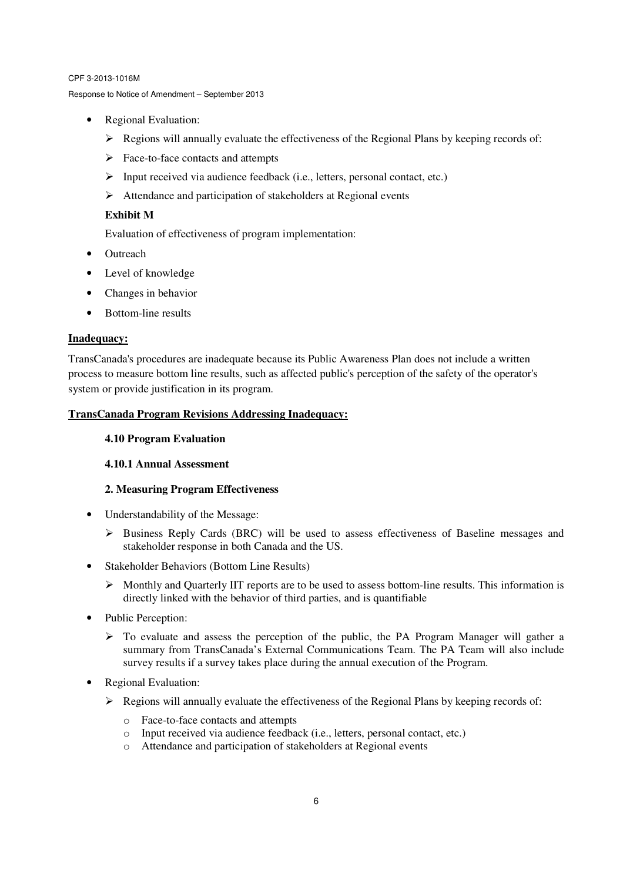- Regional Evaluation:
  - Regions will annually evaluate the effectiveness of the Regional Plans by keeping records of:
  - Face-to-face contacts and attempts
  - Input received via audience feedback (i.e., letters, personal contact, etc.)
  - Attendance and participation of stakeholders at Regional events

  **Exhibit M**

  Evaluation of effectiveness of program implementation:

- Outreach
- Level of knowledge
- Changes in behavior
- Bottom-line results

**Inadequacy:**

TransCanada's procedures are inadequate because its Public Awareness Plan does not include a written process to measure bottom line results, such as affected public's perception of the safety of the operator's system or provide justification in its program.

**TransCanada Program Revisions Addressing Inadequacy:**

**4.10 Program Evaluation**

**4.10.1 Annual Assessment**

**2. Measuring Program Effectiveness**

- Understandability of the Message:
  - Business Reply Cards (BRC) will be used to assess effectiveness of Baseline messages and stakeholder response in both Canada and the US.
- Stakeholder Behaviors (Bottom Line Results)
  - Monthly and Quarterly IIT reports are to be used to assess bottom-line results. This information is directly linked with the behavior of third parties, and is quantifiable
- Public Perception:
  - To evaluate and assess the perception of the public, the PA Program Manager will gather a summary from TransCanada's External Communications Team. The PA Team will also include survey results if a survey takes place during the annual execution of the Program.
- Regional Evaluation:
  - Regions will annually evaluate the effectiveness of the Regional Plans by keeping records of:
    - Face-to-face contacts and attempts
    - Input received via audience feedback (i.e., letters, personal contact, etc.)
    - Attendance and participation of stakeholders at Regional events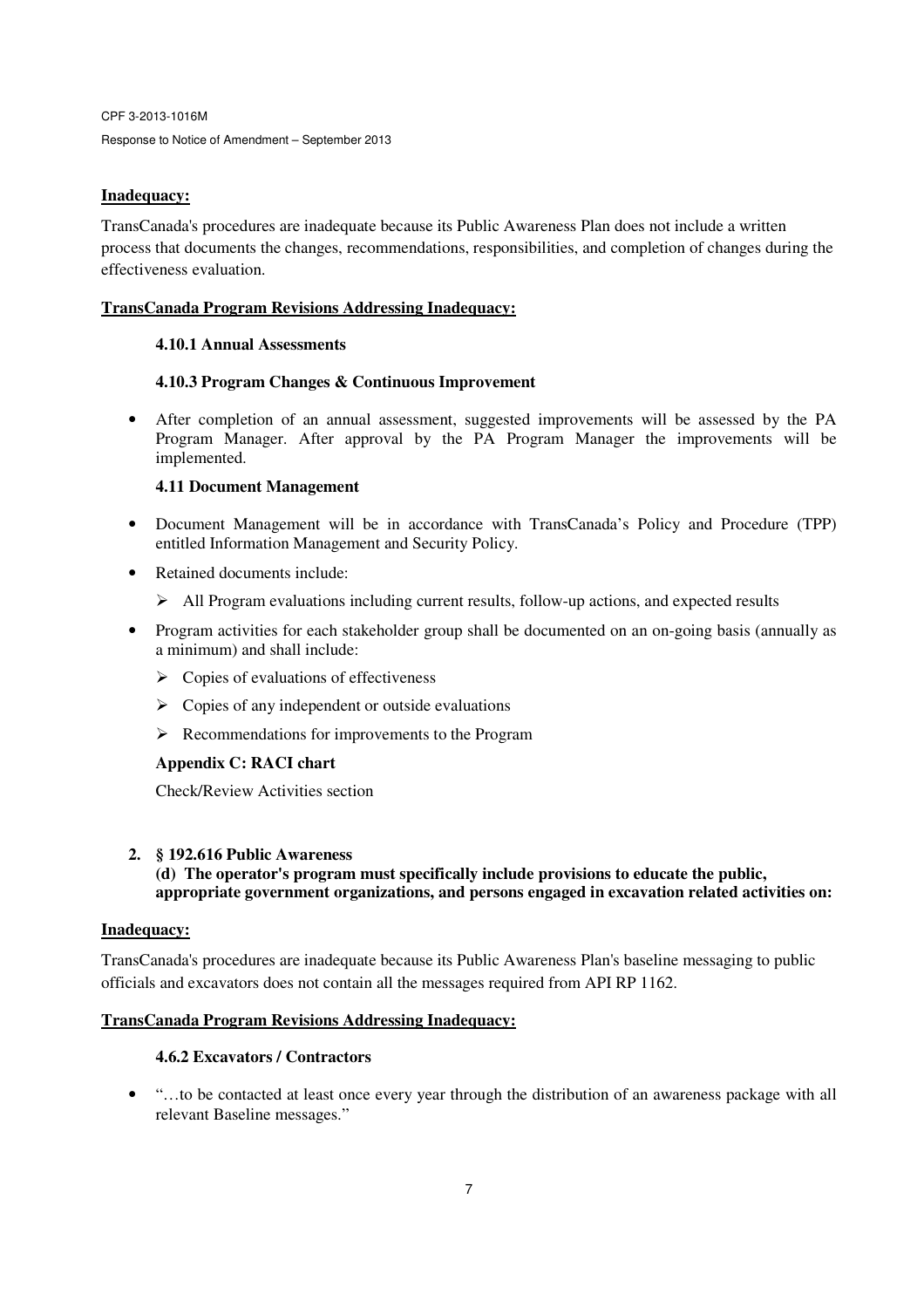**Inadequacy:**

TransCanada's procedures are inadequate because its Public Awareness Plan does not include a written process that documents the changes, recommendations, responsibilities, and completion of changes during the effectiveness evaluation.

**TransCanada Program Revisions Addressing Inadequacy:**

**4.10.1 Annual Assessments**

**4.10.3 Program Changes & Continuous Improvement**

- After completion of an annual assessment, suggested improvements will be assessed by the PA Program Manager. After approval by the PA Program Manager the improvements will be implemented.

**4.11 Document Management**

- Document Management will be in accordance with TransCanada's Policy and Procedure (TPP) entitled Information Management and Security Policy.
- Retained documents include:
  - All Program evaluations including current results, follow-up actions, and expected results
- Program activities for each stakeholder group shall be documented on an on-going basis (annually as a minimum) and shall include:
  - Copies of evaluations of effectiveness
  - Copies of any independent or outside evaluations
  - Recommendations for improvements to the Program

**Appendix C: RACI chart**

Check/Review Activities section

2. **§ 192.616 Public Awareness**
   **(d) The operator's program must specifically include provisions to educate the public, appropriate government organizations, and persons engaged in excavation related activities on:**

**Inadequacy:**

TransCanada's procedures are inadequate because its Public Awareness Plan's baseline messaging to public officials and excavators does not contain all the messages required from API RP 1162.

**TransCanada Program Revisions Addressing Inadequacy:**

**4.6.2 Excavators / Contractors**

- "…to be contacted at least once every year through the distribution of an awareness package with all relevant Baseline messages."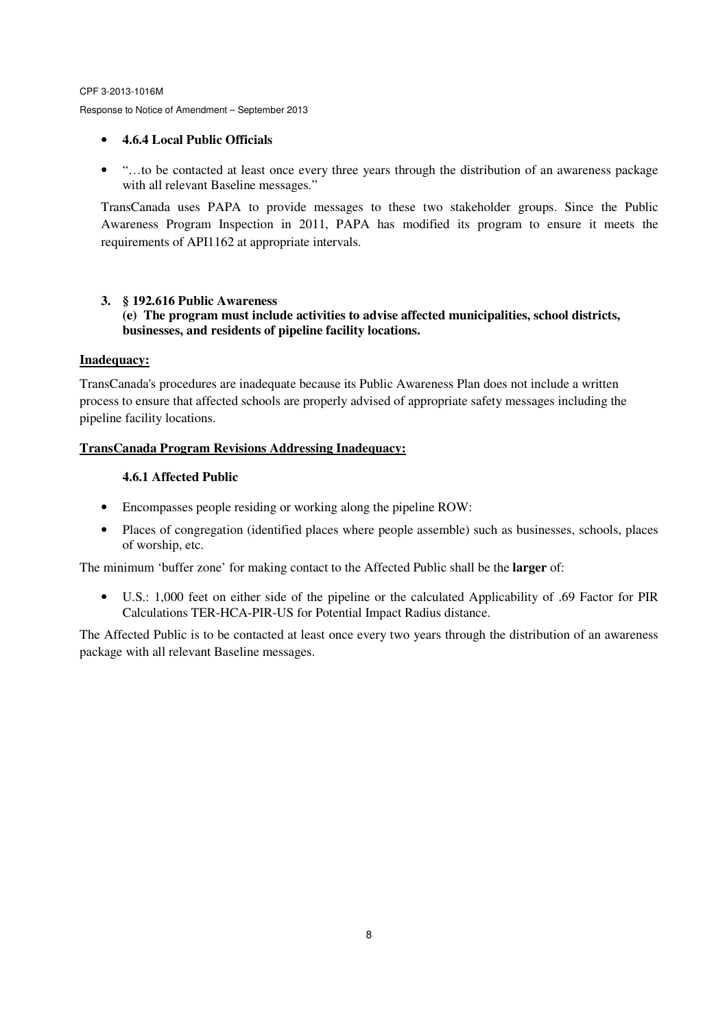- **4.6.4 Local Public Officials**
- "…to be contacted at least once every three years through the distribution of an awareness package with all relevant Baseline messages."

TransCanada uses PAPA to provide messages to these two stakeholder groups. Since the Public Awareness Program Inspection in 2011, PAPA has modified its program to ensure it meets the requirements of API1162 at appropriate intervals.

**3. § 192.616 Public Awareness**
**(e) The program must include activities to advise affected municipalities, school districts, businesses, and residents of pipeline facility locations.**

**Inadequacy:**

TransCanada's procedures are inadequate because its Public Awareness Plan does not include a written process to ensure that affected schools are properly advised of appropriate safety messages including the pipeline facility locations.

**TransCanada Program Revisions Addressing Inadequacy:**

**4.6.1 Affected Public**

- Encompasses people residing or working along the pipeline ROW:
- Places of congregation (identified places where people assemble) such as businesses, schools, places of worship, etc.

The minimum 'buffer zone' for making contact to the Affected Public shall be the **larger** of:

- U.S.: 1,000 feet on either side of the pipeline or the calculated Applicability of .69 Factor for PIR Calculations TER-HCA-PIR-US for Potential Impact Radius distance.

The Affected Public is to be contacted at least once every two years through the distribution of an awareness package with all relevant Baseline messages.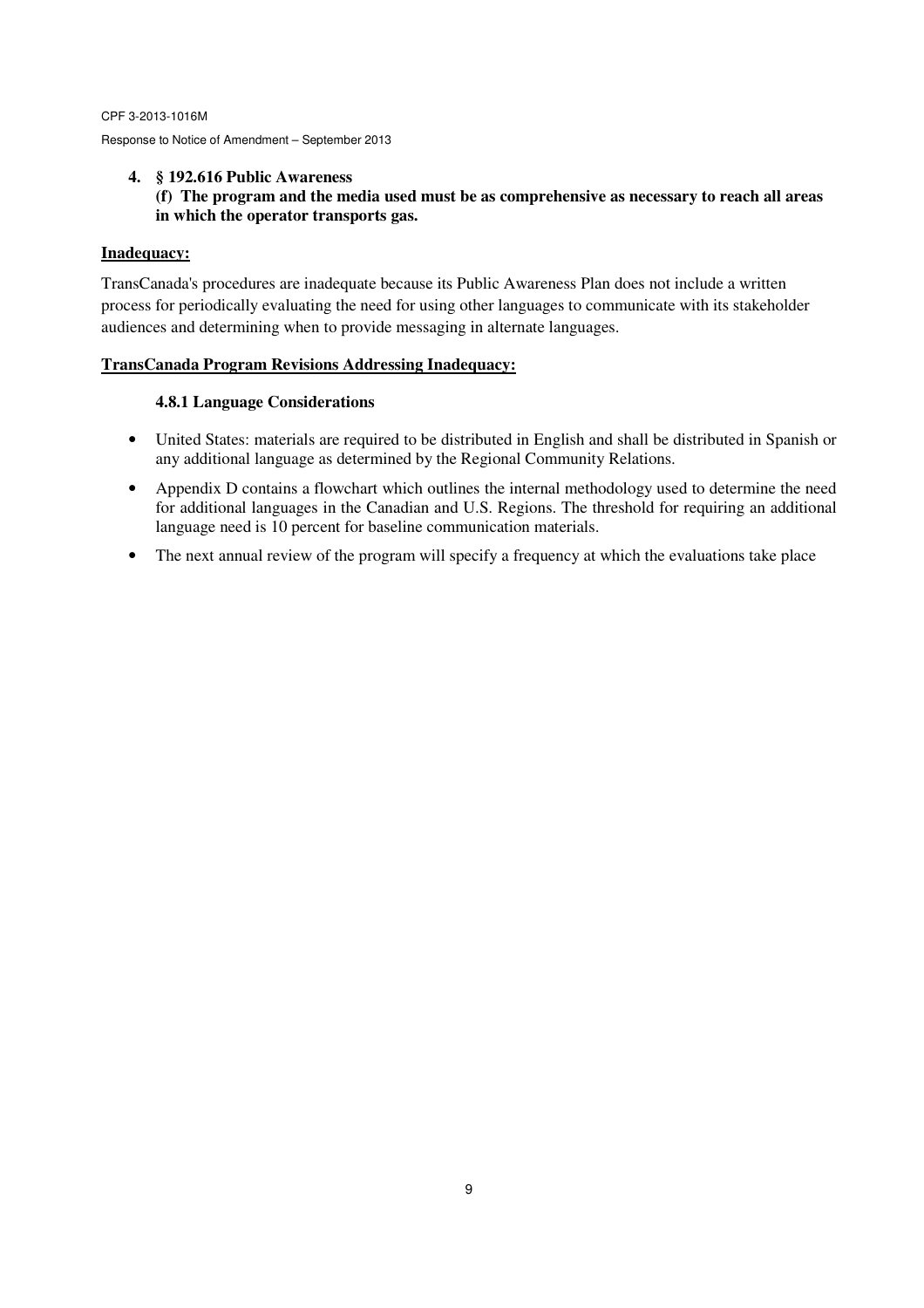**4. § 192.616 Public Awareness**

**(f) The program and the media used must be as comprehensive as necessary to reach all areas in which the operator transports gas.**

**Inadequacy:**

TransCanada's procedures are inadequate because its Public Awareness Plan does not include a written process for periodically evaluating the need for using other languages to communicate with its stakeholder audiences and determining when to provide messaging in alternate languages.

**TransCanada Program Revisions Addressing Inadequacy:**

**4.8.1 Language Considerations**

- United States: materials are required to be distributed in English and shall be distributed in Spanish or any additional language as determined by the Regional Community Relations.
- Appendix D contains a flowchart which outlines the internal methodology used to determine the need for additional languages in the Canadian and U.S. Regions. The threshold for requiring an additional language need is 10 percent for baseline communication materials.
- The next annual review of the program will specify a frequency at which the evaluations take place